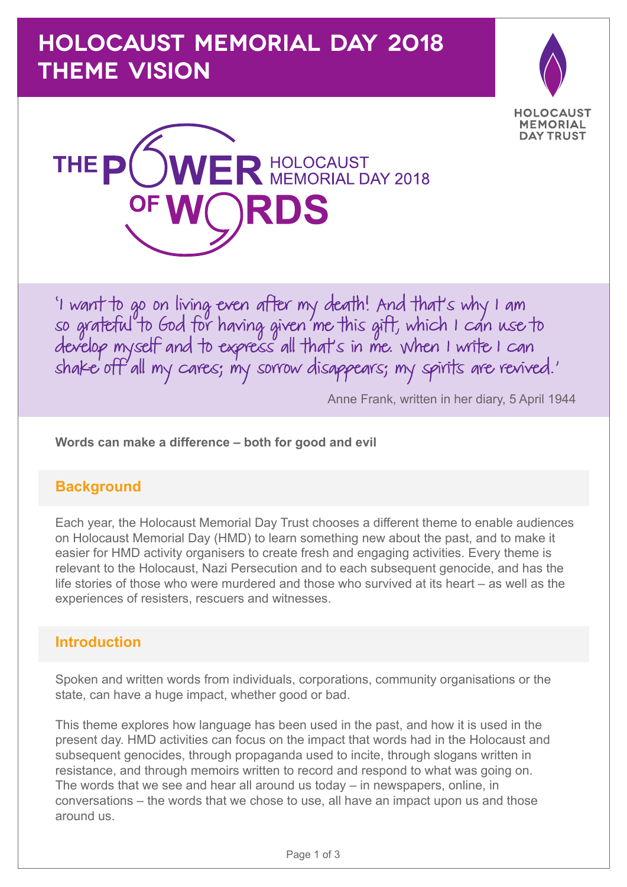# HOLOCAUST MEMORIAL DAY 2018 THEME VISION

HOLOCAUST MEMORIAL DAY TRUST

THE POWER OF WORDS HOLOCAUST MEMORIAL DAY 2018

'I want to go on living even after my death! And that's why I am so grateful to God for having given me this gift, which I can use to develop myself and to express all that's in me. When I write I can shake off all my cares; my sorrow disappears; my spirits are revived.'

Anne Frank, written in her diary, 5 April 1944

**Words can make a difference – both for good and evil**

## Background

Each year, the Holocaust Memorial Day Trust chooses a different theme to enable audiences on Holocaust Memorial Day (HMD) to learn something new about the past, and to make it easier for HMD activity organisers to create fresh and engaging activities. Every theme is relevant to the Holocaust, Nazi Persecution and to each subsequent genocide, and has the life stories of those who were murdered and those who survived at its heart – as well as the experiences of resisters, rescuers and witnesses.

## Introduction

Spoken and written words from individuals, corporations, community organisations or the state, can have a huge impact, whether good or bad.

This theme explores how language has been used in the past, and how it is used in the present day. HMD activities can focus on the impact that words had in the Holocaust and subsequent genocides, through propaganda used to incite, through slogans written in resistance, and through memoirs written to record and respond to what was going on. The words that we see and hear all around us today – in newspapers, online, in conversations – the words that we chose to use, all have an impact upon us and those around us.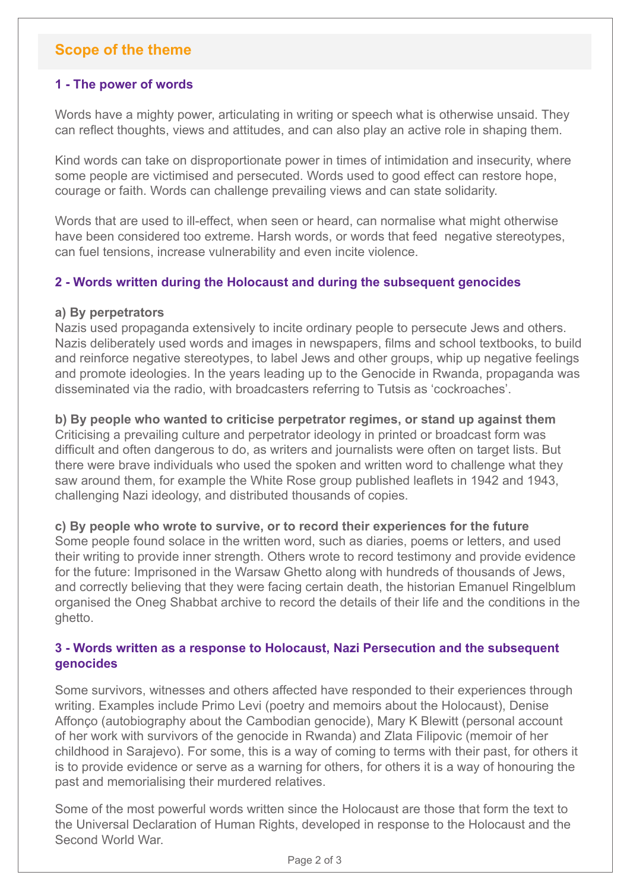## Scope of the theme

### 1 - The power of words

Words have a mighty power, articulating in writing or speech what is otherwise unsaid. They can reflect thoughts, views and attitudes, and can also play an active role in shaping them.

Kind words can take on disproportionate power in times of intimidation and insecurity, where some people are victimised and persecuted. Words used to good effect can restore hope, courage or faith. Words can challenge prevailing views and can state solidarity.

Words that are used to ill-effect, when seen or heard, can normalise what might otherwise have been considered too extreme. Harsh words, or words that feed negative stereotypes, can fuel tensions, increase vulnerability and even incite violence.

### 2 - Words written during the Holocaust and during the subsequent genocides

**a) By perpetrators**
Nazis used propaganda extensively to incite ordinary people to persecute Jews and others. Nazis deliberately used words and images in newspapers, films and school textbooks, to build and reinforce negative stereotypes, to label Jews and other groups, whip up negative feelings and promote ideologies. In the years leading up to the Genocide in Rwanda, propaganda was disseminated via the radio, with broadcasters referring to Tutsis as 'cockroaches'.

**b) By people who wanted to criticise perpetrator regimes, or stand up against them**
Criticising a prevailing culture and perpetrator ideology in printed or broadcast form was difficult and often dangerous to do, as writers and journalists were often on target lists. But there were brave individuals who used the spoken and written word to challenge what they saw around them, for example the White Rose group published leaflets in 1942 and 1943, challenging Nazi ideology, and distributed thousands of copies.

**c) By people who wrote to survive, or to record their experiences for the future**
Some people found solace in the written word, such as diaries, poems or letters, and used their writing to provide inner strength. Others wrote to record testimony and provide evidence for the future: Imprisoned in the Warsaw Ghetto along with hundreds of thousands of Jews, and correctly believing that they were facing certain death, the historian Emanuel Ringelblum organised the Oneg Shabbat archive to record the details of their life and the conditions in the ghetto.

### 3 - Words written as a response to Holocaust, Nazi Persecution and the subsequent genocides

Some survivors, witnesses and others affected have responded to their experiences through writing. Examples include Primo Levi (poetry and memoirs about the Holocaust), Denise Affonço (autobiography about the Cambodian genocide), Mary K Blewitt (personal account of her work with survivors of the genocide in Rwanda) and Zlata Filipovic (memoir of her childhood in Sarajevo). For some, this is a way of coming to terms with their past, for others it is to provide evidence or serve as a warning for others, for others it is a way of honouring the past and memorialising their murdered relatives.

Some of the most powerful words written since the Holocaust are those that form the text to the Universal Declaration of Human Rights, developed in response to the Holocaust and the Second World War.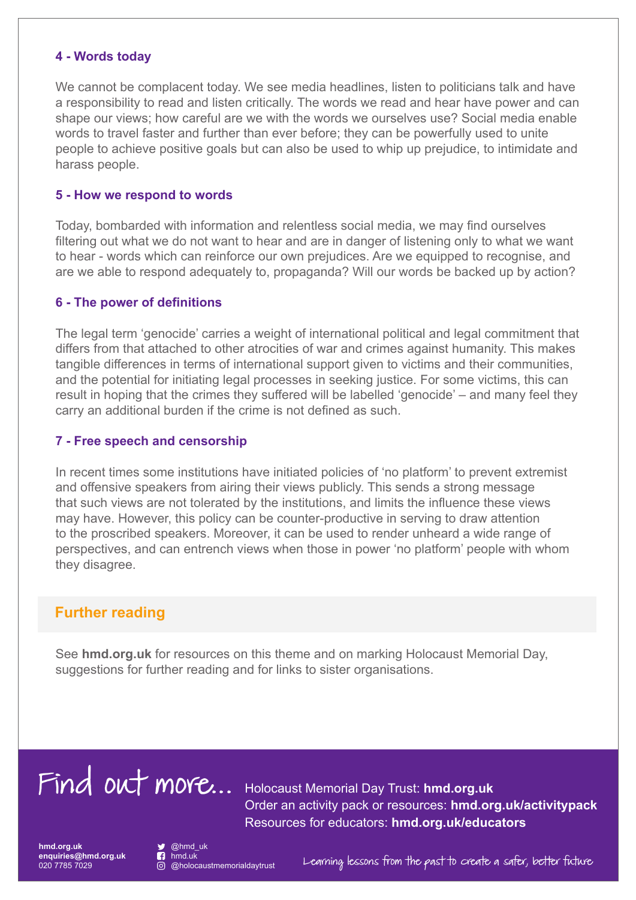### 4 - Words today

We cannot be complacent today. We see media headlines, listen to politicians talk and have a responsibility to read and listen critically. The words we read and hear have power and can shape our views; how careful are we with the words we ourselves use? Social media enable words to travel faster and further than ever before; they can be powerfully used to unite people to achieve positive goals but can also be used to whip up prejudice, to intimidate and harass people.

### 5 - How we respond to words

Today, bombarded with information and relentless social media, we may find ourselves filtering out what we do not want to hear and are in danger of listening only to what we want to hear - words which can reinforce our own prejudices. Are we equipped to recognise, and are we able to respond adequately to, propaganda? Will our words be backed up by action?

### 6 - The power of definitions

The legal term 'genocide' carries a weight of international political and legal commitment that differs from that attached to other atrocities of war and crimes against humanity. This makes tangible differences in terms of international support given to victims and their communities, and the potential for initiating legal processes in seeking justice. For some victims, this can result in hoping that the crimes they suffered will be labelled 'genocide' – and many feel they carry an additional burden if the crime is not defined as such.

### 7 - Free speech and censorship

In recent times some institutions have initiated policies of 'no platform' to prevent extremist and offensive speakers from airing their views publicly. This sends a strong message that such views are not tolerated by the institutions, and limits the influence these views may have. However, this policy can be counter-productive in serving to draw attention to the proscribed speakers. Moreover, it can be used to render unheard a wide range of perspectives, and can entrench views when those in power 'no platform' people with whom they disagree.

## Further reading

See **hmd.org.uk** for resources on this theme and on marking Holocaust Memorial Day, suggestions for further reading and for links to sister organisations.

## Find out more...

Holocaust Memorial Day Trust: **hmd.org.uk**
Order an activity pack or resources: **hmd.org.uk/activitypack**
Resources for educators: **hmd.org.uk/educators**

**hmd.org.uk**
**enquiries@hmd.org.uk**
020 7785 7029

@hmd_uk
hmd.uk
@holocaustmemorialdaytrust

Learning lessons from the past to create a safer, better future